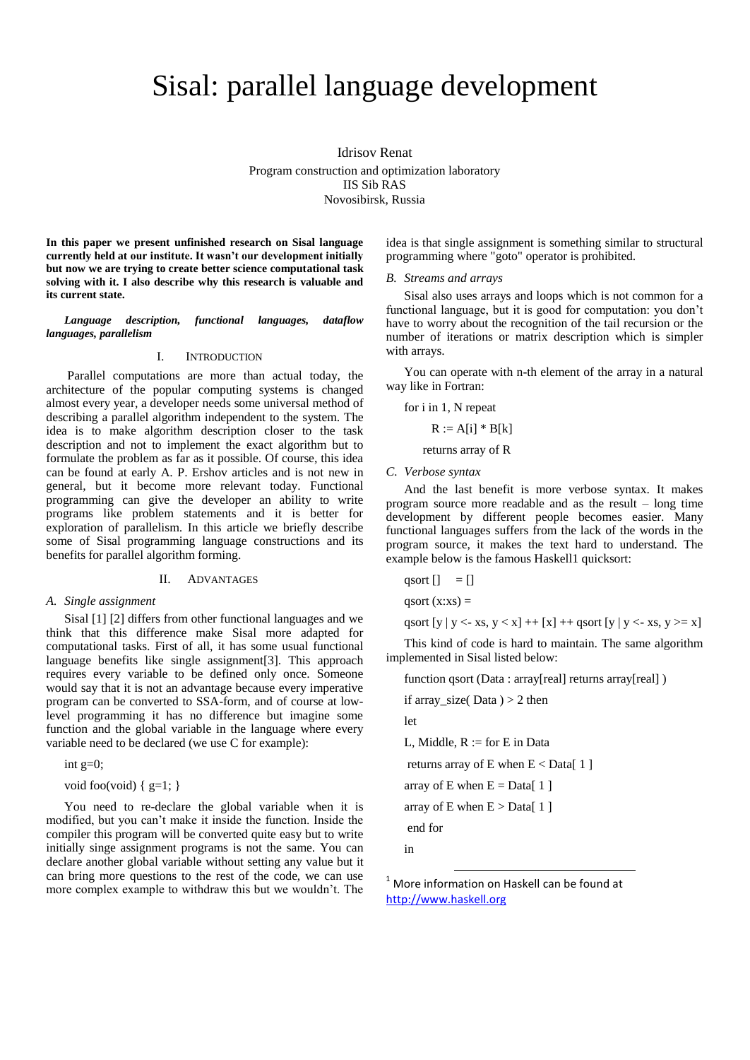# Sisal: parallel language development

Idrisov Renat
Program construction and optimization laboratory
IIS Sib RAS
Novosibirsk, Russia

**In this paper we present unfinished research on Sisal language currently held at our institute. It wasn't our development initially but now we are trying to create better science computational task solving with it. I also describe why this research is valuable and its current state.**

***Language description, functional languages, dataflow languages, parallelism***

## I. Introduction

Parallel computations are more than actual today, the architecture of the popular computing systems is changed almost every year, a developer needs some universal method of describing a parallel algorithm independent to the system. The idea is to make algorithm description closer to the task description and not to implement the exact algorithm but to formulate the problem as far as it possible. Of course, this idea can be found at early A. P. Ershov articles and is not new in general, but it become more relevant today. Functional programming can give the developer an ability to write programs like problem statements and it is better for exploration of parallelism. In this article we briefly describe some of Sisal programming language constructions and its benefits for parallel algorithm forming.

## II. Advantages

### A. Single assignment

Sisal [1] [2] differs from other functional languages and we think that this difference make Sisal more adapted for computational tasks. First of all, it has some usual functional language benefits like single assignment[3]. This approach requires every variable to be defined only once. Someone would say that it is not an advantage because every imperative program can be converted to SSA-form, and of course at low-level programming it has no difference but imagine some function and the global variable in the language where every variable need to be declared (we use C for example):

```
int g=0;

void foo(void) { g=1; }
```

You need to re-declare the global variable when it is modified, but you can't make it inside the function. Inside the compiler this program will be converted quite easy but to write initially singe assignment programs is not the same. You can declare another global variable without setting any value but it can bring more questions to the rest of the code, we can use more complex example to withdraw this but we wouldn't. The idea is that single assignment is something similar to structural programming where "goto" operator is prohibited.

### B. Streams and arrays

Sisal also uses arrays and loops which is not common for a functional language, but it is good for computation: you don't have to worry about the recognition of the tail recursion or the number of iterations or matrix description which is simpler with arrays.

You can operate with n-th element of the array in a natural way like in Fortran:

```
for i in 1, N repeat
    R := A[i] * B[k]
  returns array of R
```

### C. Verbose syntax

And the last benefit is more verbose syntax. It makes program source more readable and as the result – long time development by different people becomes easier. Many functional languages suffers from the lack of the words in the program source, it makes the text hard to understand. The example below is the famous Haskell[1] quicksort:

```
qsort []    = []
qsort (x:xs) =
qsort [y | y <- xs, y < x] ++ [x] ++ qsort [y | y <- xs, y >= x]
```

This kind of code is hard to maintain. The same algorithm implemented in Sisal listed below:

```
function qsort (Data : array[real] returns array[real] )
if array_size( Data ) > 2 then
let
L, Middle, R := for E in Data
 returns array of E when E < Data[ 1 ]
array of E when E = Data[ 1 ]
array of E when E > Data[ 1 ]
 end for
in
```

[1] More information on Haskell can be found at http://www.haskell.org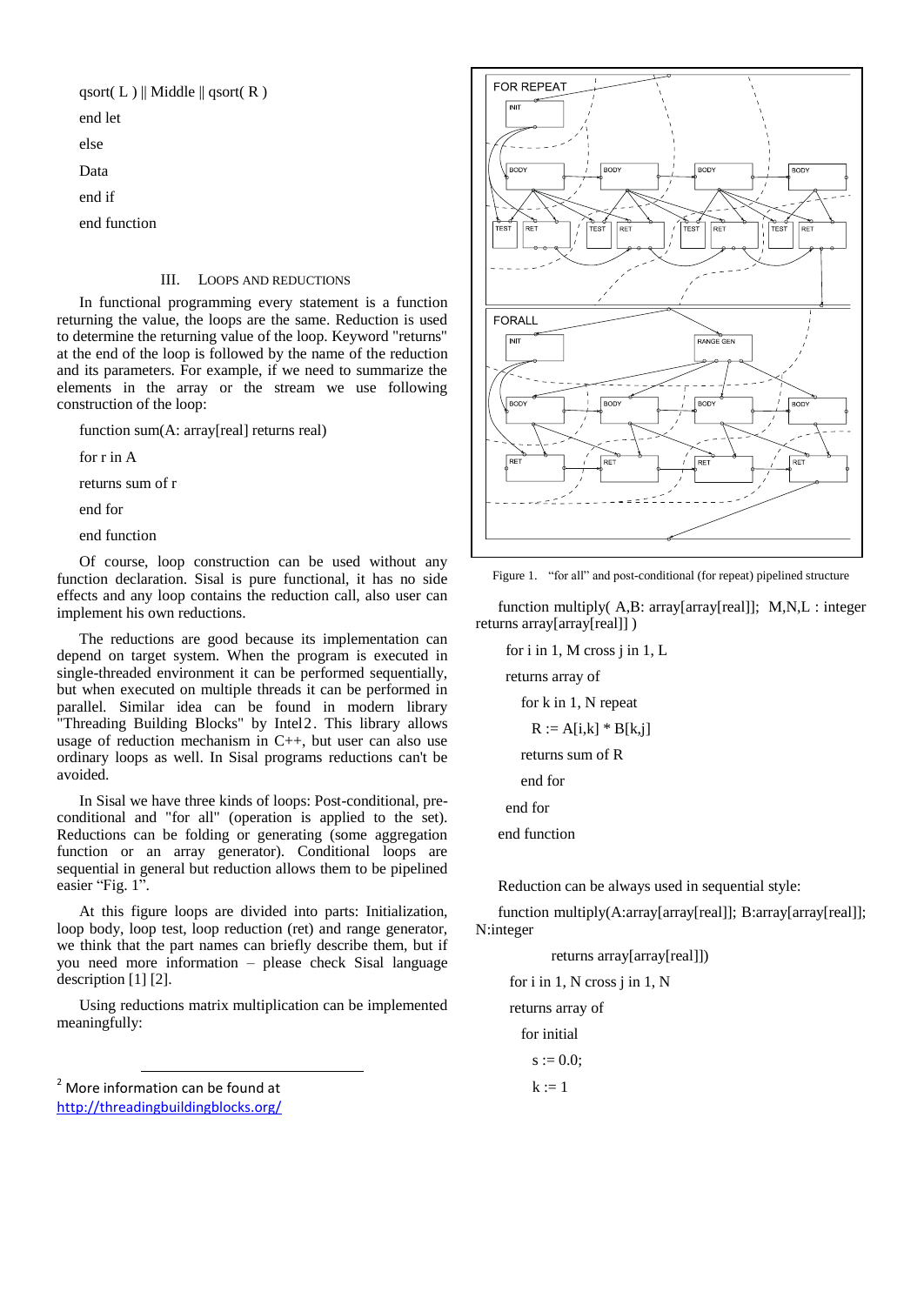```
qsort( L ) || Middle || qsort( R )
end let
else
Data
end if
end function
```

## III. Loops and Reductions

In functional programming every statement is a function returning the value, the loops are the same. Reduction is used to determine the returning value of the loop. Keyword "returns" at the end of the loop is followed by the name of the reduction and its parameters. For example, if we need to summarize the elements in the array or the stream we use following construction of the loop:

```
function sum(A: array[real] returns real)
for r in A
returns sum of r
end for
end function
```

Of course, loop construction can be used without any function declaration. Sisal is pure functional, it has no side effects and any loop contains the reduction call, also user can implement his own reductions.

The reductions are good because its implementation can depend on target system. When the program is executed in single-threaded environment it can be performed sequentially, but when executed on multiple threads it can be performed in parallel. Similar idea can be found in modern library "Threading Building Blocks" by Intel[2]. This library allows usage of reduction mechanism in C++, but user can also use ordinary loops as well. In Sisal programs reductions can't be avoided.

In Sisal we have three kinds of loops: Post-conditional, pre-conditional and "for all" (operation is applied to the set). Reductions can be folding or generating (some aggregation function or an array generator). Conditional loops are sequential in general but reduction allows them to be pipelined easier "Fig. 1".

At this figure loops are divided into parts: Initialization, loop body, loop test, loop reduction (ret) and range generator, we think that the part names can briefly describe them, but if you need more information – please check Sisal language description [1] [2].

Using reductions matrix multiplication can be implemented meaningfully:

Figure 1. "for all" and post-conditional (for repeat) pipelined structure

```
function multiply( A,B: array[array[real]]; M,N,L : integer returns array[array[real]] )
  for i in 1, M cross j in 1, L
  returns array of
    for k in 1, N repeat
      R := A[i,k] * B[k,j]
    returns sum of R
    end for
  end for
end function
```

Reduction can be always used in sequential style:

```
function multiply(A:array[array[real]]; B:array[array[real]]; N:integer
        returns array[array[real]])
  for i in 1, N cross j in 1, N
  returns array of
    for initial
      s := 0.0;
      k := 1
```

[2] More information can be found at http://threadingbuildingblocks.org/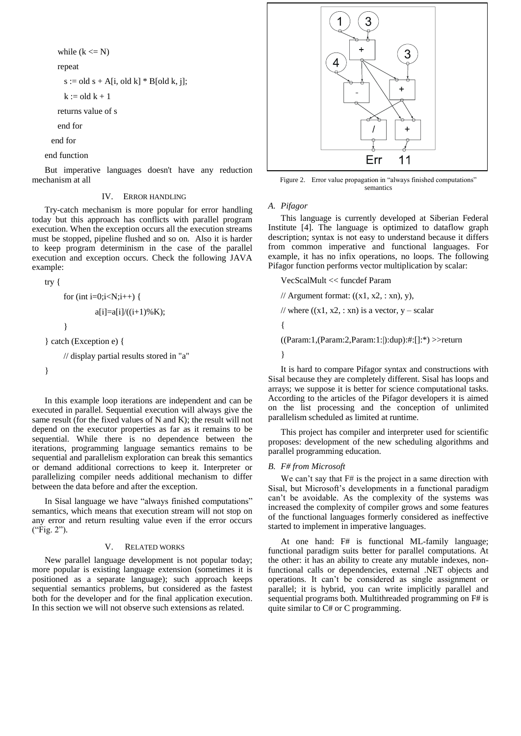```
    while (k <= N)
    repeat
      s := old s + A[i, old k] * B[old k, j];
      k := old k + 1
    returns value of s
    end for
  end for
end function
```

But imperative languages doesn't have any reduction mechanism at all

## IV. Error handling

Try-catch mechanism is more popular for error handling today but this approach has conflicts with parallel program execution. When the exception occurs all the execution streams must be stopped, pipeline flushed and so on. Also it is harder to keep program determinism in the case of the parallel execution and exception occurs. Check the following JAVA example:

```
try {
    for (int i=0;i<N;i++) {
        a[i]=a[i]/((i+1)%K);
    }
} catch (Exception e) {
    // display partial results stored in "a"
}
```

In this example loop iterations are independent and can be executed in parallel. Sequential execution will always give the same result (for the fixed values of N and K); the result will not depend on the executor properties as far as it remains to be sequential. While there is no dependence between the iterations, programming language semantics remains to be sequential and parallelism exploration can break this semantics or demand additional corrections to keep it. Interpreter or parallelizing compiler needs additional mechanism to differ between the data before and after the exception.

In Sisal language we have "always finished computations" semantics, which means that execution stream will not stop on any error and return resulting value even if the error occurs ("Fig. 2").

Figure 2. Error value propagation in "always finished computations" semantics

## V. Related works

New parallel language development is not popular today; more popular is existing language extension (sometimes it is positioned as a separate language); such approach keeps sequential semantics problems, but considered as the fastest both for the developer and for the final application execution. In this section we will not observe such extensions as related.

### A. Pifagor

This language is currently developed at Siberian Federal Institute [4]. The language is optimized to dataflow graph description; syntax is not easy to understand because it differs from common imperative and functional languages. For example, it has no infix operations, no loops. The following Pifagor function performs vector multiplication by scalar:

```
VecScalMult << funcdef Param
// Argument format: ((x1, x2, : xn), y),
// where ((x1, x2, : xn) is a vector, y – scalar
{
((Param:1,(Param:2,Param:1:|):dup):#:[]:*) >>return
}
```

It is hard to compare Pifagor syntax and constructions with Sisal because they are completely different. Sisal has loops and arrays; we suppose it is better for science computational tasks. According to the articles of the Pifagor developers it is aimed on the list processing and the conception of unlimited parallelism scheduled as limited at runtime.

This project has compiler and interpreter used for scientific proposes: development of the new scheduling algorithms and parallel programming education.

### B. F# from Microsoft

We can't say that F# is the project in a same direction with Sisal, but Microsoft's developments in a functional paradigm can't be avoidable. As the complexity of the systems was increased the complexity of compiler grows and some features of the functional languages formerly considered as ineffective started to implement in imperative languages.

At one hand: F# is functional ML-family language; functional paradigm suits better for parallel computations. At the other: it has an ability to create any mutable indexes, non-functional calls or dependencies, external .NET objects and operations. It can't be considered as single assignment or parallel; it is hybrid, you can write implicitly parallel and sequential programs both. Multithreaded programming on F# is quite similar to C# or C programming.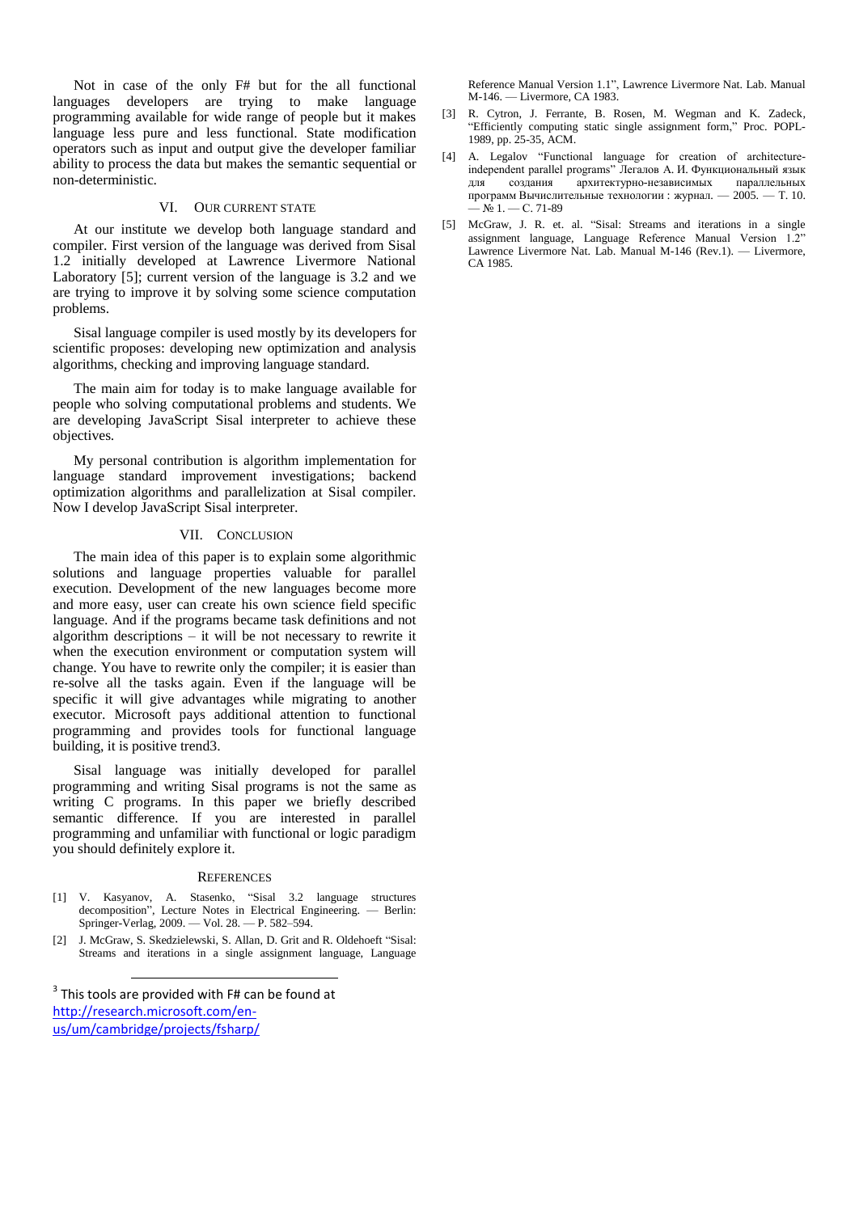Not in case of the only F# but for the all functional languages developers are trying to make language programming available for wide range of people but it makes language less pure and less functional. State modification operators such as input and output give the developer familiar ability to process the data but makes the semantic sequential or non-deterministic.

## VI. Our Current State

At our institute we develop both language standard and compiler. First version of the language was derived from Sisal 1.2 initially developed at Lawrence Livermore National Laboratory [5]; current version of the language is 3.2 and we are trying to improve it by solving some science computation problems.

Sisal language compiler is used mostly by its developers for scientific proposes: developing new optimization and analysis algorithms, checking and improving language standard.

The main aim for today is to make language available for people who solving computational problems and students. We are developing JavaScript Sisal interpreter to achieve these objectives.

My personal contribution is algorithm implementation for language standard improvement investigations; backend optimization algorithms and parallelization at Sisal compiler. Now I develop JavaScript Sisal interpreter.

## VII. Conclusion

The main idea of this paper is to explain some algorithmic solutions and language properties valuable for parallel execution. Development of the new languages become more and more easy, user can create his own science field specific language. And if the programs became task definitions and not algorithm descriptions – it will be not necessary to rewrite it when the execution environment or computation system will change. You have to rewrite only the compiler; it is easier than re-solve all the tasks again. Even if the language will be specific it will give advantages while migrating to another executor. Microsoft pays additional attention to functional programming and provides tools for functional language building, it is positive trend[3].

Sisal language was initially developed for parallel programming and writing Sisal programs is not the same as writing C programs. In this paper we briefly described semantic difference. If you are interested in parallel programming and unfamiliar with functional or logic paradigm you should definitely explore it.

## References

[1] V. Kasyanov, A. Stasenko, "Sisal 3.2 language structures decomposition", Lecture Notes in Electrical Engineering. — Berlin: Springer-Verlag, 2009. — Vol. 28. — P. 582–594.

[2] J. McGraw, S. Skedzielewski, S. Allan, D. Grit and R. Oldehoeft "Sisal: Streams and iterations in a single assignment language, Language Reference Manual Version 1.1", Lawrence Livermore Nat. Lab. Manual M-146. — Livermore, CA 1983.

[3] R. Cytron, J. Ferrante, B. Rosen, M. Wegman and K. Zadeck, "Efficiently computing static single assignment form," Proc. POPL-1989, pp. 25-35, ACM.

[4] A. Legalov "Functional language for creation of architecture-independent parallel programs" Легалов А. И. Функциональный язык для создания архитектурно-независимых параллельных программ Вычислительные технологии : журнал. — 2005. — Т. 10. — № 1. — С. 71-89

[5] McGraw, J. R. et. al. "Sisal: Streams and iterations in a single assignment language, Language Reference Manual Version 1.2" Lawrence Livermore Nat. Lab. Manual M-146 (Rev.1). — Livermore, CA 1985.

[3] This tools are provided with F# can be found at http://research.microsoft.com/en-us/um/cambridge/projects/fsharp/